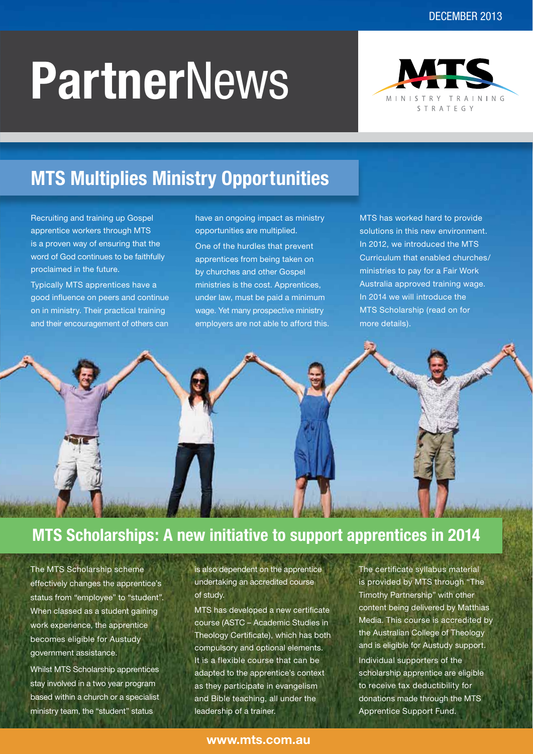DECEMBER 2013

# PartnerNews

MTS
MINISTRY TRAINING STRATEGY

## MTS Multiplies Ministry Opportunities

Recruiting and training up Gospel apprentice workers through MTS is a proven way of ensuring that the word of God continues to be faithfully proclaimed in the future.

Typically MTS apprentices have a good influence on peers and continue on in ministry. Their practical training and their encouragement of others can have an ongoing impact as ministry opportunities are multiplied.

One of the hurdles that prevent apprentices from being taken on by churches and other Gospel ministries is the cost. Apprentices, under law, must be paid a minimum wage. Yet many prospective ministry employers are not able to afford this.

MTS has worked hard to provide solutions in this new environment. In 2012, we introduced the MTS Curriculum that enabled churches/ministries to pay for a Fair Work Australia approved training wage. In 2014 we will introduce the MTS Scholarship (read on for more details).

## MTS Scholarships: A new initiative to support apprentices in 2014

The MTS Scholarship scheme effectively changes the apprentice's status from "employee" to "student". When classed as a student gaining work experience, the apprentice becomes eligible for Austudy government assistance.

Whilst MTS Scholarship apprentices stay involved in a two year program based within a church or a specialist ministry team, the "student" status is also dependent on the apprentice undertaking an accredited course of study.

MTS has developed a new certificate course (ASTC – Academic Studies in Theology Certificate), which has both compulsory and optional elements. It is a flexible course that can be adapted to the apprentice's context as they participate in evangelism and Bible teaching, all under the leadership of a trainer.

The certificate syllabus material is provided by MTS through "The Timothy Partnership" with other content being delivered by Matthias Media. This course is accredited by the Australian College of Theology and is eligible for Austudy support.

Individual supporters of the scholarship apprentice are eligible to receive tax deductibility for donations made through the MTS Apprentice Support Fund.

www.mts.com.au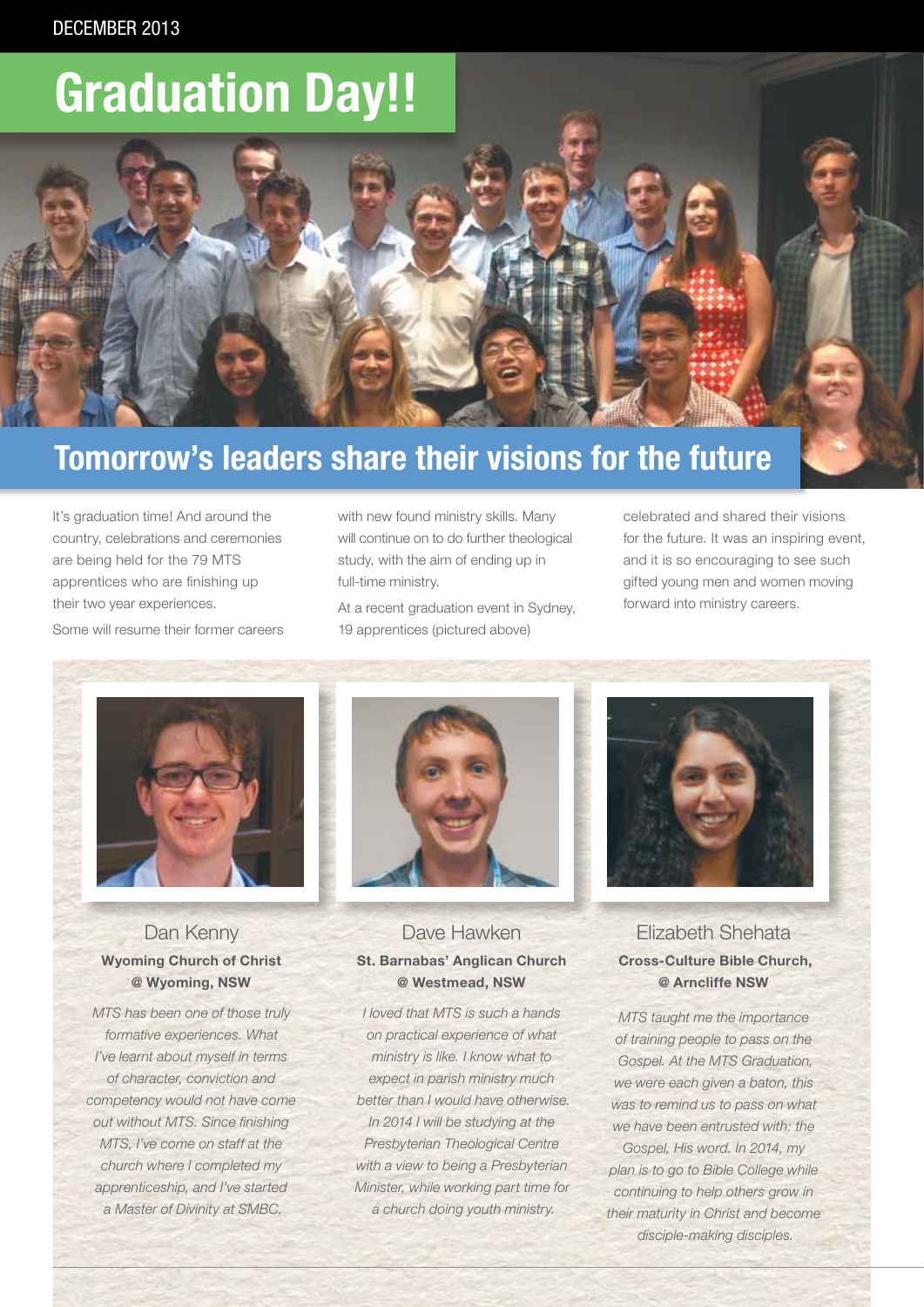DECEMBER 2013

# Graduation Day!!

## Tomorrow's leaders share their visions for the future

It's graduation time! And around the country, celebrations and ceremonies are being held for the 79 MTS apprentices who are finishing up their two year experiences.

Some will resume their former careers with new found ministry skills. Many will continue on to do further theological study, with the aim of ending up in full-time ministry.

At a recent graduation event in Sydney, 19 apprentices (pictured above) celebrated and shared their visions for the future. It was an inspiring event, and it is so encouraging to see such gifted young men and women moving forward into ministry careers.

### Dan Kenny

**Wyoming Church of Christ @ Wyoming, NSW**

*MTS has been one of those truly formative experiences. What I've learnt about myself in terms of character, conviction and competency would not have come out without MTS. Since finishing MTS, I've come on staff at the church where I completed my apprenticeship, and I've started a Master of Divinity at SMBC.*

### Dave Hawken

**St. Barnabas' Anglican Church @ Westmead, NSW**

*I loved that MTS is such a hands on practical experience of what ministry is like. I know what to expect in parish ministry much better than I would have otherwise. In 2014 I will be studying at the Presbyterian Theological Centre with a view to being a Presbyterian Minister, while working part time for a church doing youth ministry.*

### Elizabeth Shehata

**Cross-Culture Bible Church, @ Arncliffe NSW**

*MTS taught me the importance of training people to pass on the Gospel. At the MTS Graduation, we were each given a baton, this was to remind us to pass on what we have been entrusted with: the Gospel, His word. In 2014, my plan is to go to Bible College while continuing to help others grow in their maturity in Christ and become disciple-making disciples.*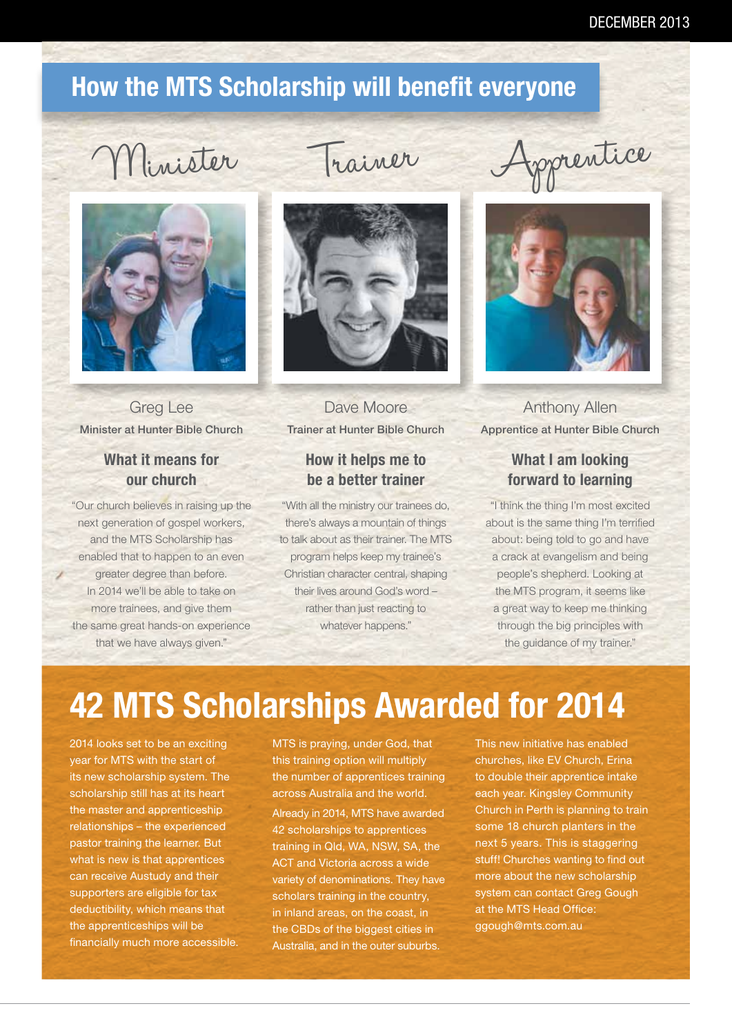## How the MTS Scholarship will benefit everyone

### Minister

Greg Lee

**Minister at Hunter Bible Church**

#### What it means for our church

"Our church believes in raising up the next generation of gospel workers, and the MTS Scholarship has enabled that to happen to an even greater degree than before. In 2014 we'll be able to take on more trainees, and give them the same great hands-on experience that we have always given."

### Trainer

Dave Moore

**Trainer at Hunter Bible Church**

#### How it helps me to be a better trainer

"With all the ministry our trainees do, there's always a mountain of things to talk about as their trainer. The MTS program helps keep my trainee's Christian character central, shaping their lives around God's word – rather than just reacting to whatever happens."

### Apprentice

Anthony Allen

**Apprentice at Hunter Bible Church**

#### What I am looking forward to learning

"I think the thing I'm most excited about is the same thing I'm terrified about: being told to go and have a crack at evangelism and being people's shepherd. Looking at the MTS program, it seems like a great way to keep me thinking through the big principles with the guidance of my trainer."

## 42 MTS Scholarships Awarded for 2014

2014 looks set to be an exciting year for MTS with the start of its new scholarship system. The scholarship still has at its heart the master and apprenticeship relationships – the experienced pastor training the learner. But what is new is that apprentices can receive Austudy and their supporters are eligible for tax deductibility, which means that the apprenticeships will be financially much more accessible.

MTS is praying, under God, that this training option will multiply the number of apprentices training across Australia and the world.

Already in 2014, MTS have awarded 42 scholarships to apprentices training in Qld, WA, NSW, SA, the ACT and Victoria across a wide variety of denominations. They have scholars training in the country, in inland areas, on the coast, in the CBDs of the biggest cities in Australia, and in the outer suburbs.

This new initiative has enabled churches, like EV Church, Erina to double their apprentice intake each year. Kingsley Community Church in Perth is planning to train some 18 church planters in the next 5 years. This is staggering stuff! Churches wanting to find out more about the new scholarship system can contact Greg Gough at the MTS Head Office: ggough@mts.com.au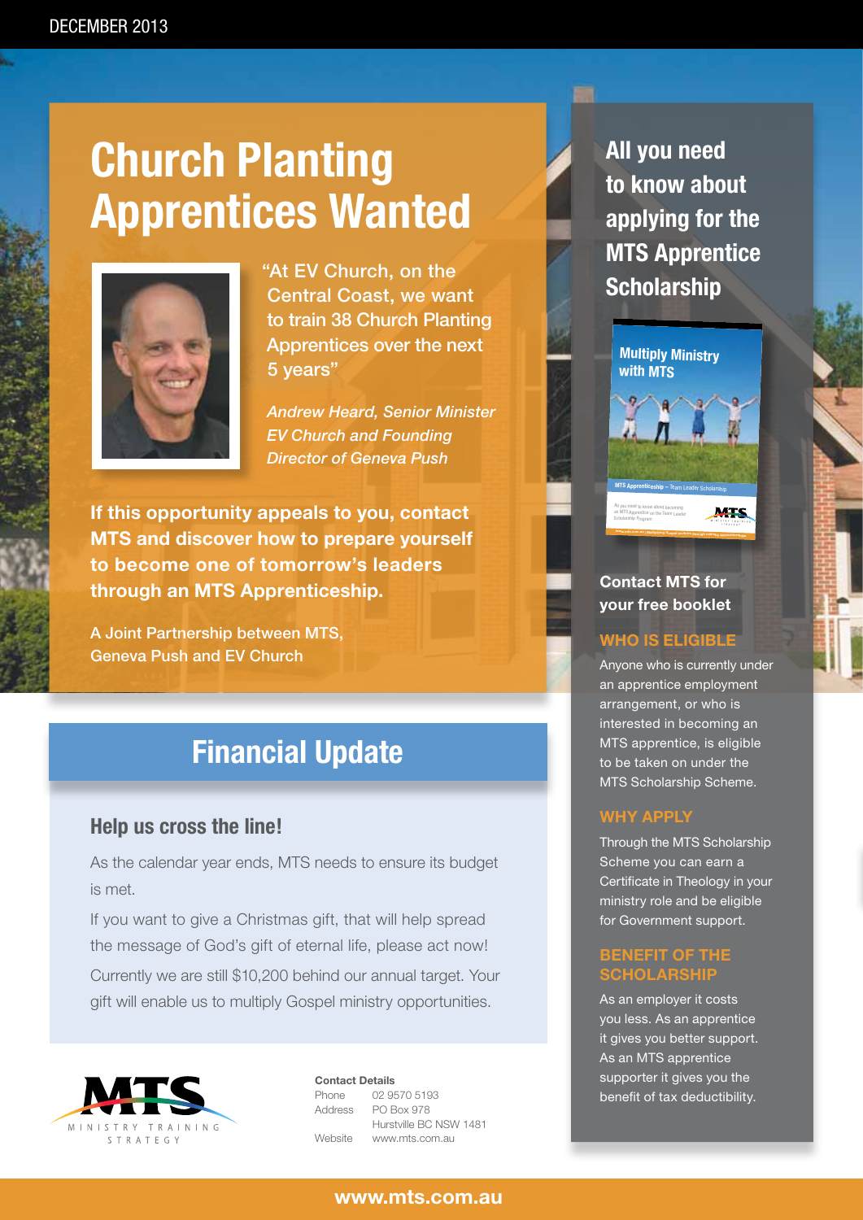# Church Planting Apprentices Wanted

"At EV Church, on the Central Coast, we want to train 38 Church Planting Apprentices over the next 5 years"

*Andrew Heard, Senior Minister EV Church and Founding Director of Geneva Push*

**If this opportunity appeals to you, contact MTS and discover how to prepare yourself to become one of tomorrow's leaders through an MTS Apprenticeship.**

A Joint Partnership between MTS, Geneva Push and EV Church

## Financial Update

### Help us cross the line!

As the calendar year ends, MTS needs to ensure its budget is met.

If you want to give a Christmas gift, that will help spread the message of God's gift of eternal life, please act now!

Currently we are still $10,200 behind our annual target. Your gift will enable us to multiply Gospel ministry opportunities.

MTS MINISTRY TRAINING STRATEGY

**Contact Details**

| | |
|---|---|
| Phone | 02 9570 5193 |
| Address | PO Box 978<br>Hurstville BC NSW 1481 |
| Website | www.mts.com.au |

## All you need to know about applying for the MTS Apprentice Scholarship

Multiply Ministry with MTS

MTS Apprenticeship – Team Leader Scholarship

**Contact MTS for your free booklet**

### WHO IS ELIGIBLE

Anyone who is currently under an apprentice employment arrangement, or who is interested in becoming an MTS apprentice, is eligible to be taken on under the MTS Scholarship Scheme.

### WHY APPLY

Through the MTS Scholarship Scheme you can earn a Certificate in Theology in your ministry role and be eligible for Government support.

### BENEFIT OF THE SCHOLARSHIP

As an employer it costs you less. As an apprentice it gives you better support. As an MTS apprentice supporter it gives you the benefit of tax deductibility.

www.mts.com.au